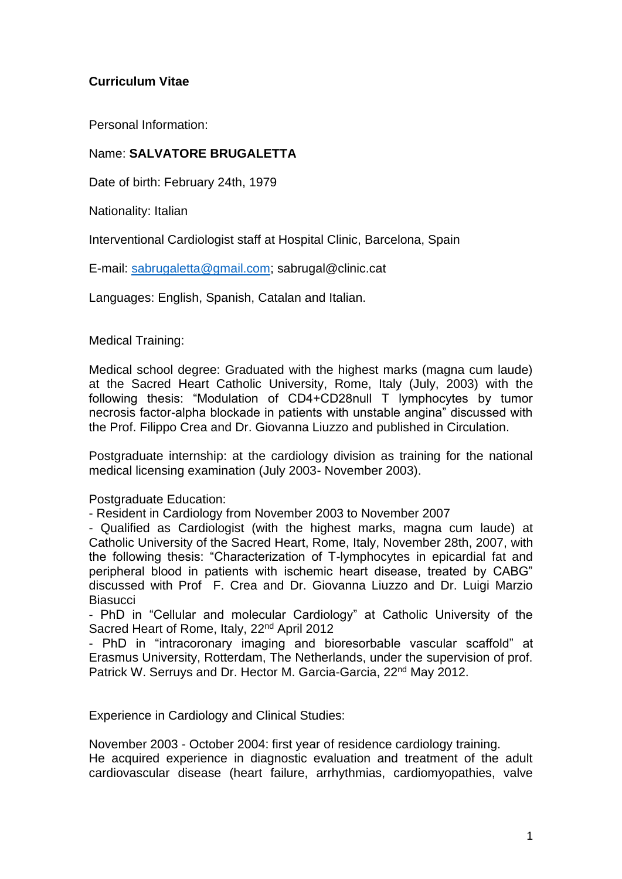**Curriculum Vitae**

Personal Information:

Name: **SALVATORE BRUGALETTA**

Date of birth: February 24th, 1979

Nationality: Italian

Interventional Cardiologist staff at Hospital Clinic, Barcelona, Spain

E-mail: sabrugaletta@gmail.com; sabrugal@clinic.cat

Languages: English, Spanish, Catalan and Italian.

Medical Training:

Medical school degree: Graduated with the highest marks (magna cum laude) at the Sacred Heart Catholic University, Rome, Italy (July, 2003) with the following thesis: "Modulation of CD4+CD28null T lymphocytes by tumor necrosis factor-alpha blockade in patients with unstable angina" discussed with the Prof. Filippo Crea and Dr. Giovanna Liuzzo and published in Circulation.

Postgraduate internship: at the cardiology division as training for the national medical licensing examination (July 2003- November 2003).

Postgraduate Education:

- Resident in Cardiology from November 2003 to November 2007
- Qualified as Cardiologist (with the highest marks, magna cum laude) at Catholic University of the Sacred Heart, Rome, Italy, November 28th, 2007, with the following thesis: "Characterization of T-lymphocytes in epicardial fat and peripheral blood in patients with ischemic heart disease, treated by CABG" discussed with Prof F. Crea and Dr. Giovanna Liuzzo and Dr. Luigi Marzio Biasucci
- PhD in "Cellular and molecular Cardiology" at Catholic University of the Sacred Heart of Rome, Italy, 22nd April 2012
- PhD in "intracoronary imaging and bioresorbable vascular scaffold" at Erasmus University, Rotterdam, The Netherlands, under the supervision of prof. Patrick W. Serruys and Dr. Hector M. Garcia-Garcia, 22nd May 2012.

Experience in Cardiology and Clinical Studies:

November 2003 - October 2004: first year of residence cardiology training. He acquired experience in diagnostic evaluation and treatment of the adult cardiovascular disease (heart failure, arrhythmias, cardiomyopathies, valve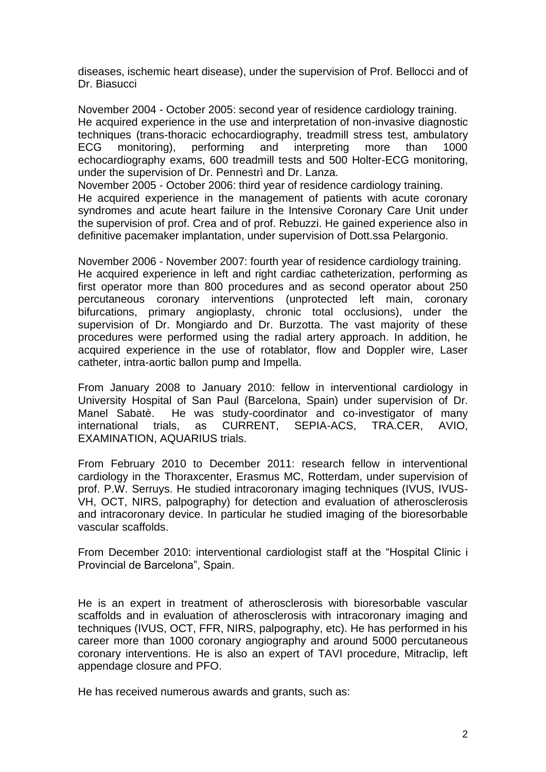diseases, ischemic heart disease), under the supervision of Prof. Bellocci and of Dr. Biasucci

November 2004 - October 2005: second year of residence cardiology training.
He acquired experience in the use and interpretation of non-invasive diagnostic techniques (trans-thoracic echocardiography, treadmill stress test, ambulatory ECG monitoring), performing and interpreting more than 1000 echocardiography exams, 600 treadmill tests and 500 Holter-ECG monitoring, under the supervision of Dr. Pennestrì and Dr. Lanza.
November 2005 - October 2006: third year of residence cardiology training.
He acquired experience in the management of patients with acute coronary syndromes and acute heart failure in the Intensive Coronary Care Unit under the supervision of prof. Crea and of prof. Rebuzzi. He gained experience also in definitive pacemaker implantation, under supervision of Dott.ssa Pelargonio.

November 2006 - November 2007: fourth year of residence cardiology training.
He acquired experience in left and right cardiac catheterization, performing as first operator more than 800 procedures and as second operator about 250 percutaneous coronary interventions (unprotected left main, coronary bifurcations, primary angioplasty, chronic total occlusions), under the supervision of Dr. Mongiardo and Dr. Burzotta. The vast majority of these procedures were performed using the radial artery approach. In addition, he acquired experience in the use of rotablator, flow and Doppler wire, Laser catheter, intra-aortic ballon pump and Impella.

From January 2008 to January 2010: fellow in interventional cardiology in University Hospital of San Paul (Barcelona, Spain) under supervision of Dr. Manel Sabatè. He was study-coordinator and co-investigator of many international trials, as CURRENT, SEPIA-ACS, TRA.CER, AVIO, EXAMINATION, AQUARIUS trials.

From February 2010 to December 2011: research fellow in interventional cardiology in the Thoraxcenter, Erasmus MC, Rotterdam, under supervision of prof. P.W. Serruys. He studied intracoronary imaging techniques (IVUS, IVUS-VH, OCT, NIRS, palpography) for detection and evaluation of atherosclerosis and intracoronary device. In particular he studied imaging of the bioresorbable vascular scaffolds.

From December 2010: interventional cardiologist staff at the "Hospital Clinic i Provincial de Barcelona", Spain.

He is an expert in treatment of atherosclerosis with bioresorbable vascular scaffolds and in evaluation of atherosclerosis with intracoronary imaging and techniques (IVUS, OCT, FFR, NIRS, palpography, etc). He has performed in his career more than 1000 coronary angiography and around 5000 percutaneous coronary interventions. He is also an expert of TAVI procedure, Mitraclip, left appendage closure and PFO.

He has received numerous awards and grants, such as: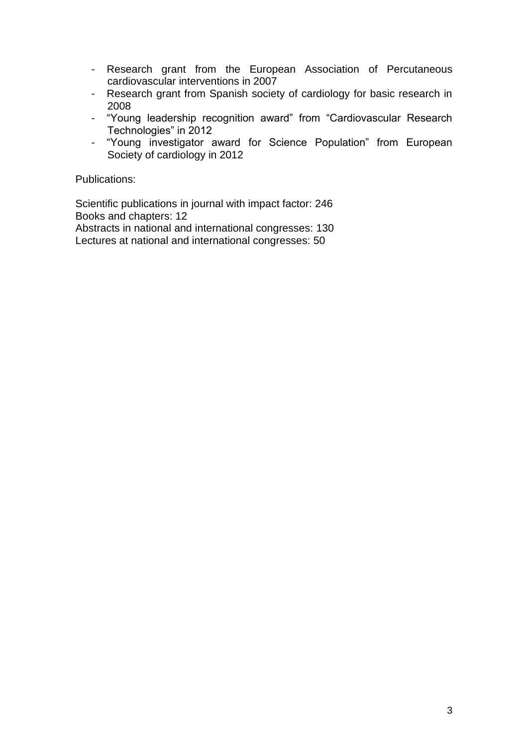- Research grant from the European Association of Percutaneous cardiovascular interventions in 2007
- Research grant from Spanish society of cardiology for basic research in 2008
- "Young leadership recognition award" from "Cardiovascular Research Technologies" in 2012
- "Young investigator award for Science Population" from European Society of cardiology in 2012

Publications:

Scientific publications in journal with impact factor: 246
Books and chapters: 12
Abstracts in national and international congresses: 130
Lectures at national and international congresses: 50